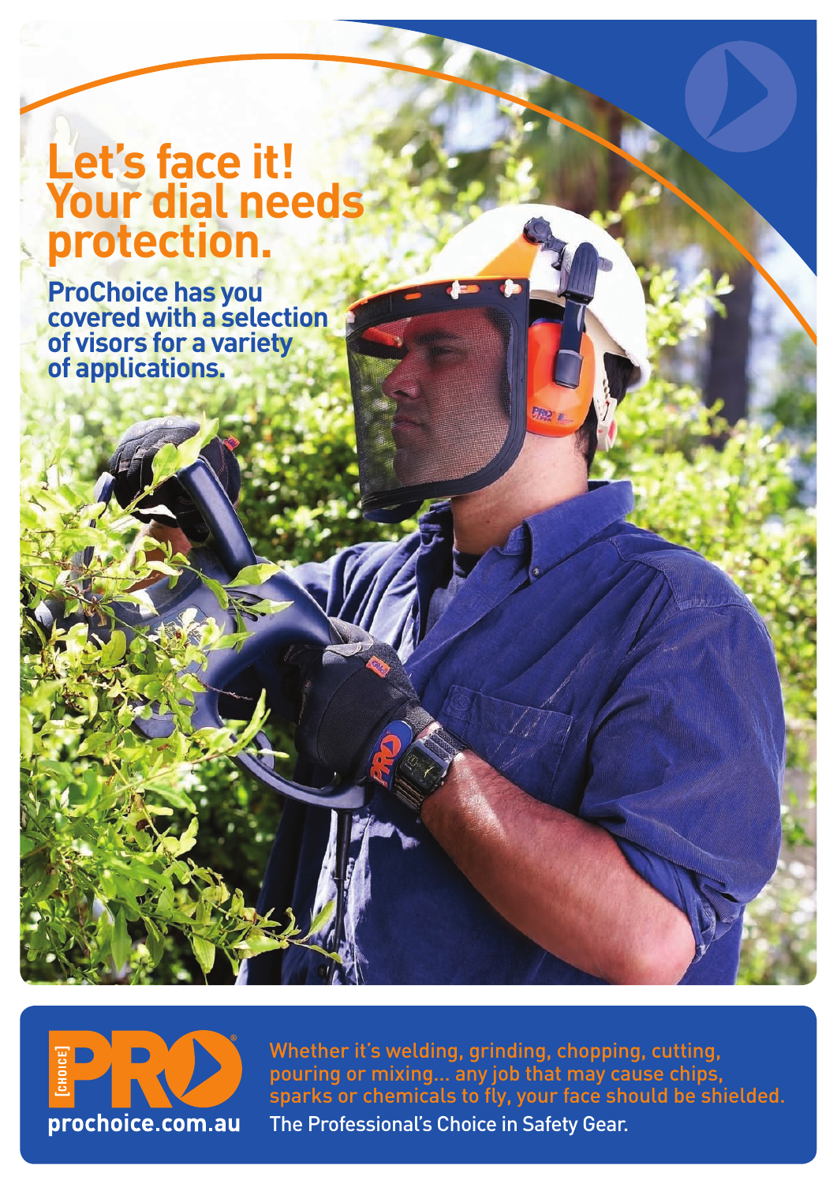# Let's face it! Your dial needs protection.

## ProChoice has you covered with a selection of visors for a variety of applications.

[CHOICE] PRO

prochoice.com.au

Whether it's welding, grinding, chopping, cutting, pouring or mixing… any job that may cause chips, sparks or chemicals to fly, your face should be shielded.

The Professional's Choice in Safety Gear.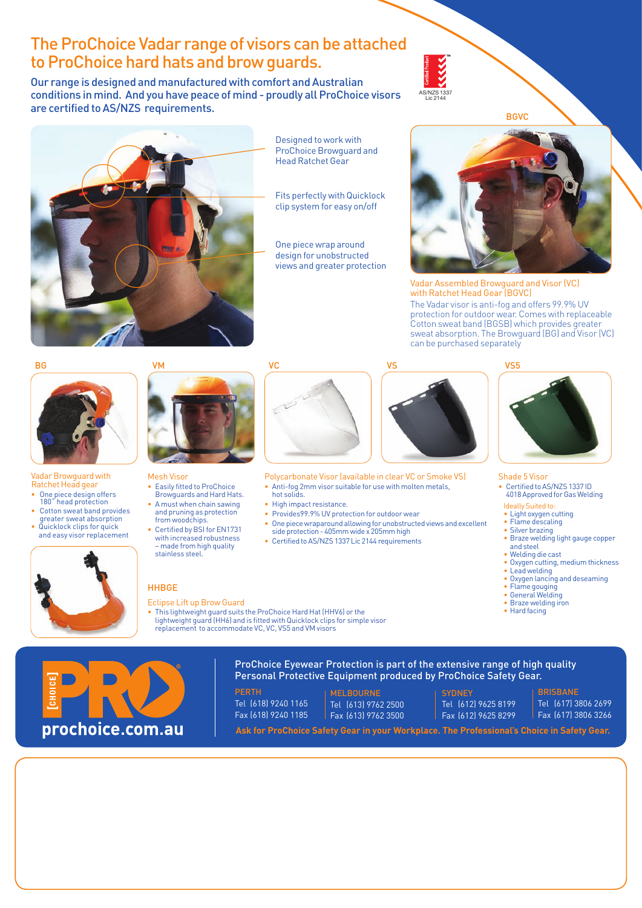# The ProChoice Vadar range of visors can be attached to ProChoice hard hats and brow guards.

Our range is designed and manufactured with comfort and Australian conditions in mind. And you have peace of mind - proudly all ProChoice visors are certified to AS/NZS requirements.

AS/NZS 1337 Lic 2144

Designed to work with ProChoice Browguard and Head Ratchet Gear

Fits perfectly with Quicklock clip system for easy on/off

One piece wrap around design for unobstructed views and greater protection

## BGVC

Vadar Assembled Browguard and Visor (VC) with Ratchet Head Gear (BGVC)

The Vadar visor is anti-fog and offers 99.9% UV protection for outdoor wear. Comes with replaceable Cotton sweat band (BGSB) which provides greater sweat absorption. The Browguard (BG) and Visor (VC) can be purchased separately

## BG

Vadar Browguard with Ratchet Head gear

- One piece design offers 180° head protection
- Cotton sweat band provides greater sweat absorption
- Quicklock clips for quick and easy visor replacement

## VM

Mesh Visor

- Easily fitted to ProChoice Browguards and Hard Hats.
- A must when chain sawing and pruning as protection from woodchips.
- Certified by BSI for EN1731 with increased robustness – made from high quality stainless steel.

## VC / VS

Polycarbonate Visor (available in clear VC or Smoke VS)

- Anti-fog 2mm visor suitable for use with molten metals, hot solids.
- High impact resistance.
- Provides99.9% UV protection for outdoor wear
- One piece wraparound allowing for unobstructed views and excellent side protection - 405mm wide x 205mm high
- Certified to AS/NZS 1337 Lic 2144 requirements

## VS5

Shade 5 Visor

- Certified to AS/NZS 1337 ID 4018 Approved for Gas Welding

Ideally Suited to:

- Light oxygen cutting
- Flame descaling
- Silver brazing
- Braze welding light gauge copper and steel
- Welding die cast
- Oxygen cutting, medium thickness
- Lead welding
- Oxygen lancing and deseaming
- Flame gouging
- General Welding
- Braze welding iron
- Hard facing

## HHBGE

Eclipse Lift up Brow Guard

- This lightweight guard suits the ProChoice Hard Hat (HHV6) or the lightweight guard (HH6) and is fitted with Quicklock clips for simple visor replacement to accommodate VC, VC, VS5 and VM visors

---

[CHOICE] PRO

prochoice.com.au

ProChoice Eyewear Protection is part of the extensive range of high quality Personal Protective Equipment produced by ProChoice Safety Gear.

| PERTH | MELBOURNE | SYDNEY | BRISBANE |
| --- | --- | --- | --- |
| Tel (618) 9240 1165 | Tel (613) 9762 2500 | Tel (612) 9625 8199 | Tel (617) 3806 2699 |
| Fax (618) 9240 1185 | Fax (613) 9762 3500 | Fax (612) 9625 8299 | Fax (617) 3806 3266 |

**Ask for ProChoice Safety Gear in your Workplace. The Professional's Choice in Safety Gear.**